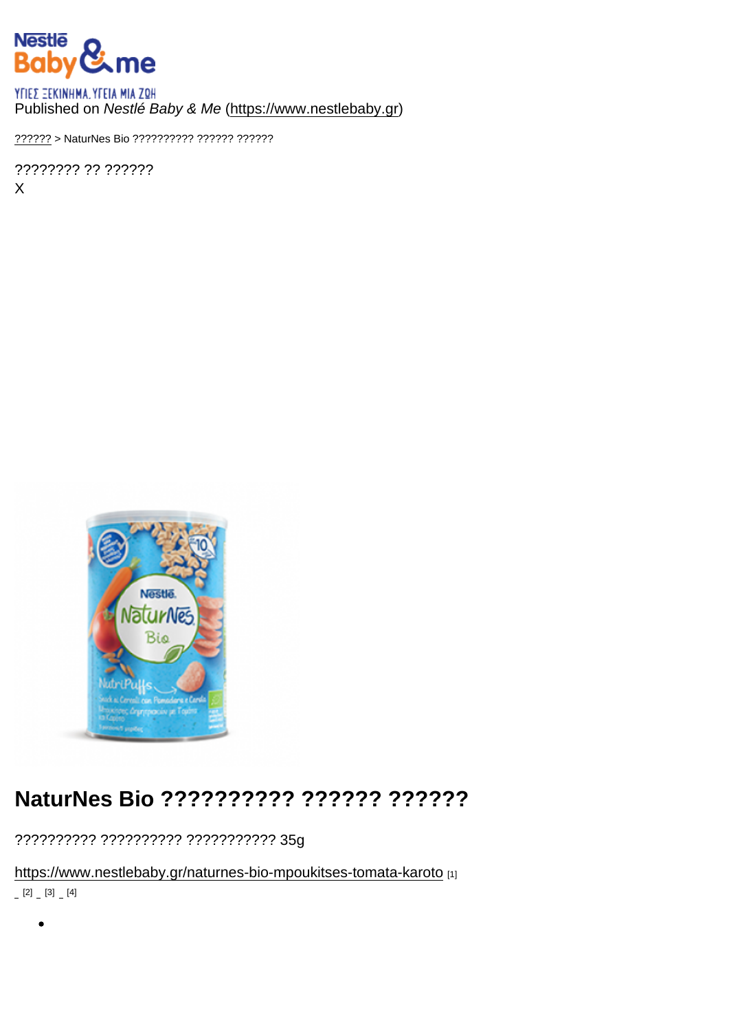ΥΓΙΕΣ ΞΕΚΙΝΗΜΑ. ΥΓΕΙΑ ΜΙΑ ΖΩΗ

Published on *Nestlé Baby & Me* (https://www.nestlebaby.gr)

?????? > NaturNes Bio ?????????? ?????? ??????

???????? ?? ??????

X

# NaturNes Bio ?????????? ?????? ??????

?????????? ?????????? ??????????? 35g

https://www.nestlebaby.gr/naturnes-bio-mpoukitses-tomata-karoto [1]

[2] [3] [4]

-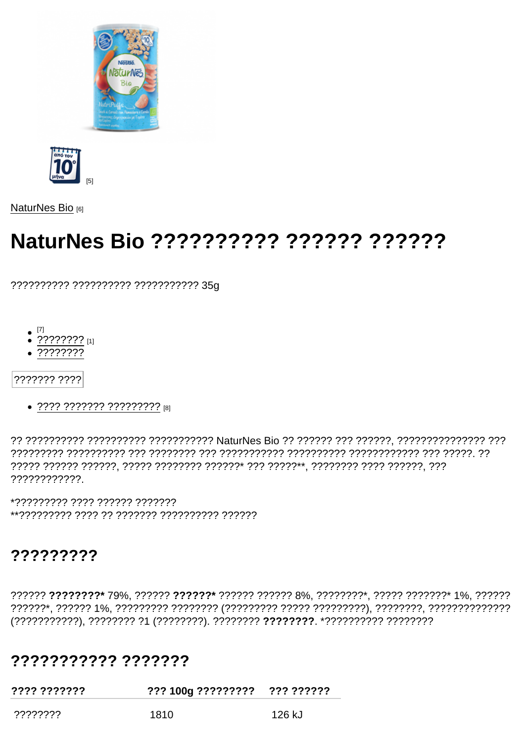[5]

NaturNes Bio [6]

# NaturNes Bio ?????????? ?????? ??????

?????????? ?????????? ??????????? 35g

- [7]
- ???????? [1]
- ????????

??????? ????

- ???? ??????? ????????? [8]

?? ?????????? ?????????? ??????????? NaturNes Bio ?? ?????? ??? ??????, ??????????????? ??? ????????? ?????????? ??? ???????? ??? ??????????? ?????????? ???????????? ??? ?????. ?? ????? ?????? ??????, ????? ???????? ??????* ??? ?????**, ???????? ???? ??????, ??? ?????????????.

*????????? ???? ?????? ???????
**????????? ???? ?? ??????? ?????????? ??????

## ?????????

?????? **????????*** 79%, ?????? **??????*** ?????? ?????? 8%, ????????*, ????? ???????* 1%, ?????? ??????*, ?????? 1%, ????????? ???????? (????????? ????? ?????????), ????????, ?????????????? (???????????), ???????? ?1 (????????). ???????? **????????**. *?????????? ????????

## ??????????? ???????

| ???? ??????? | ??? 100g ????????? | ??? ?????? |
|---|---|---|
| ???????? | 1810 | 126 kJ |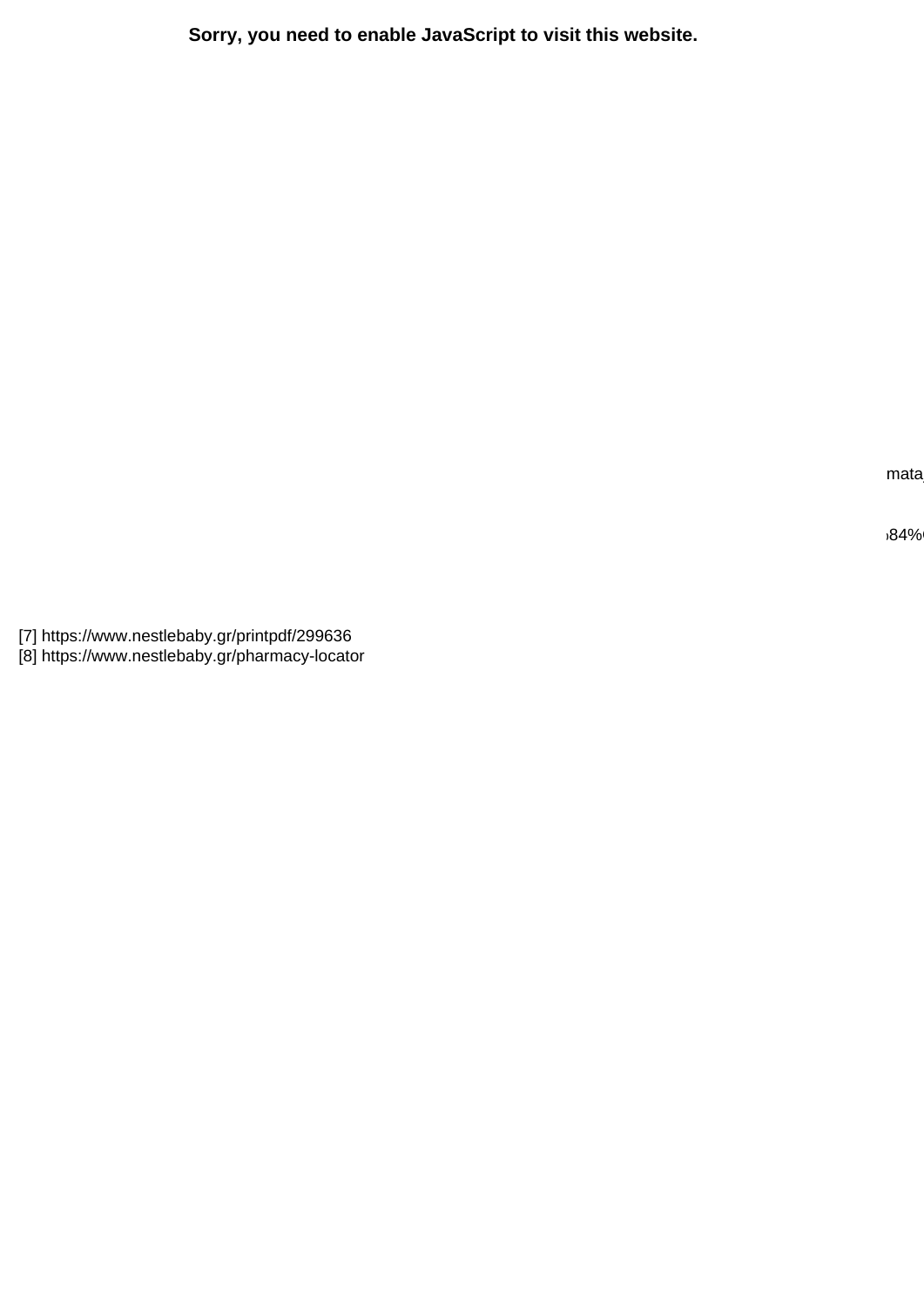**Sorry, you need to enable JavaScript to visit this website.**

mata

84%

[7] https://www.nestlebaby.gr/printpdf/299636
[8] https://www.nestlebaby.gr/pharmacy-locator